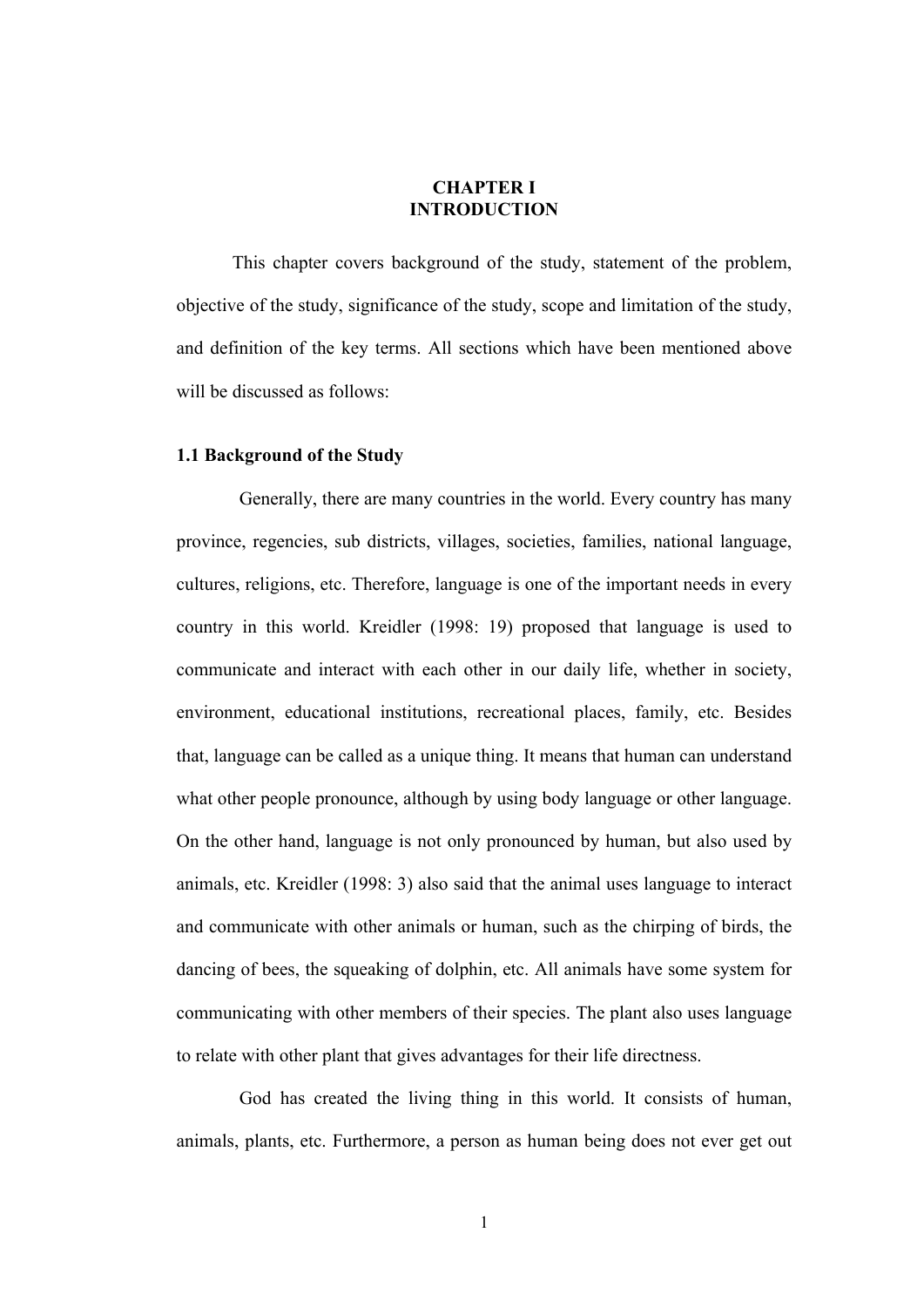# CHAPTER I
# INTRODUCTION

This chapter covers background of the study, statement of the problem, objective of the study, significance of the study, scope and limitation of the study, and definition of the key terms. All sections which have been mentioned above will be discussed as follows:

## 1.1 Background of the Study

Generally, there are many countries in the world. Every country has many province, regencies, sub districts, villages, societies, families, national language, cultures, religions, etc. Therefore, language is one of the important needs in every country in this world. Kreidler (1998: 19) proposed that language is used to communicate and interact with each other in our daily life, whether in society, environment, educational institutions, recreational places, family, etc. Besides that, language can be called as a unique thing. It means that human can understand what other people pronounce, although by using body language or other language. On the other hand, language is not only pronounced by human, but also used by animals, etc. Kreidler (1998: 3) also said that the animal uses language to interact and communicate with other animals or human, such as the chirping of birds, the dancing of bees, the squeaking of dolphin, etc. All animals have some system for communicating with other members of their species. The plant also uses language to relate with other plant that gives advantages for their life directness.

God has created the living thing in this world. It consists of human, animals, plants, etc. Furthermore, a person as human being does not ever get out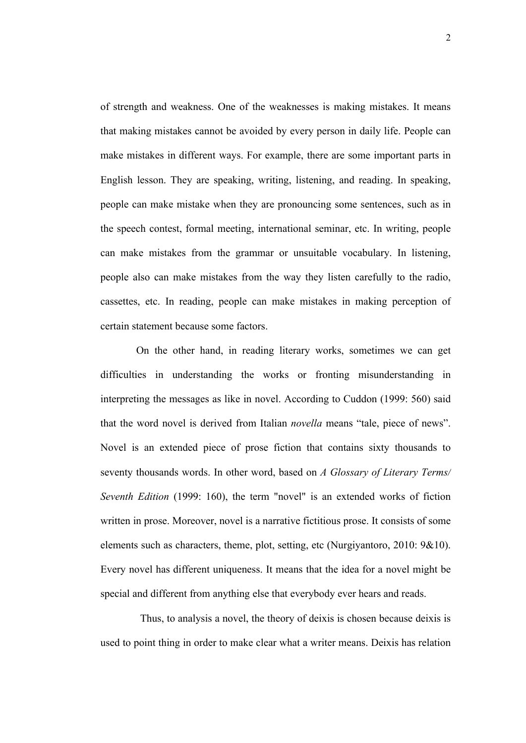of strength and weakness. One of the weaknesses is making mistakes. It means that making mistakes cannot be avoided by every person in daily life. People can make mistakes in different ways. For example, there are some important parts in English lesson. They are speaking, writing, listening, and reading. In speaking, people can make mistake when they are pronouncing some sentences, such as in the speech contest, formal meeting, international seminar, etc. In writing, people can make mistakes from the grammar or unsuitable vocabulary. In listening, people also can make mistakes from the way they listen carefully to the radio, cassettes, etc. In reading, people can make mistakes in making perception of certain statement because some factors.

On the other hand, in reading literary works, sometimes we can get difficulties in understanding the works or fronting misunderstanding in interpreting the messages as like in novel. According to Cuddon (1999: 560) said that the word novel is derived from Italian *novella* means "tale, piece of news". Novel is an extended piece of prose fiction that contains sixty thousands to seventy thousands words. In other word, based on *A Glossary of Literary Terms/ Seventh Edition* (1999: 160), the term "novel" is an extended works of fiction written in prose. Moreover, novel is a narrative fictitious prose. It consists of some elements such as characters, theme, plot, setting, etc (Nurgiyantoro, 2010: 9&10). Every novel has different uniqueness. It means that the idea for a novel might be special and different from anything else that everybody ever hears and reads.

Thus, to analysis a novel, the theory of deixis is chosen because deixis is used to point thing in order to make clear what a writer means. Deixis has relation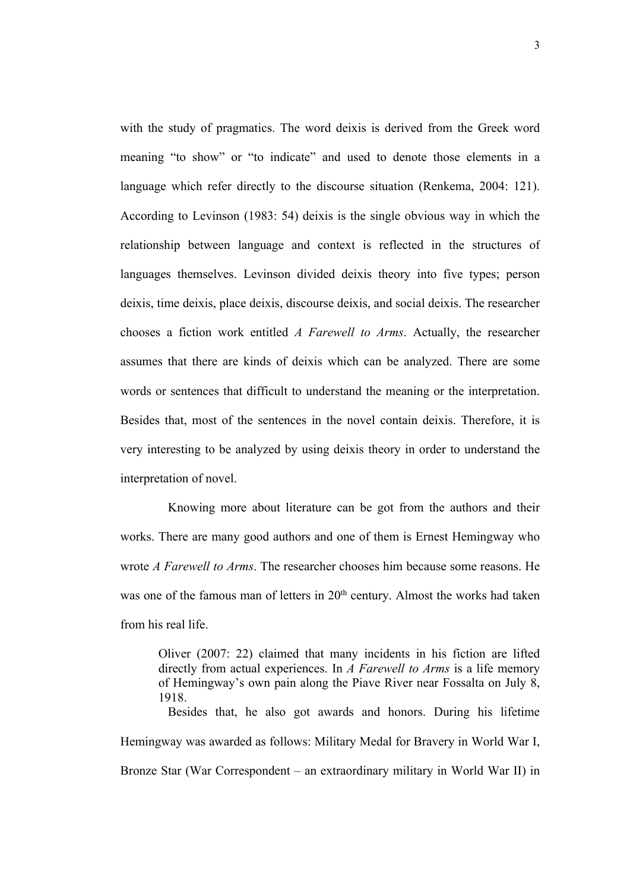with the study of pragmatics. The word deixis is derived from the Greek word meaning "to show" or "to indicate" and used to denote those elements in a language which refer directly to the discourse situation (Renkema, 2004: 121). According to Levinson (1983: 54) deixis is the single obvious way in which the relationship between language and context is reflected in the structures of languages themselves. Levinson divided deixis theory into five types; person deixis, time deixis, place deixis, discourse deixis, and social deixis. The researcher chooses a fiction work entitled *A Farewell to Arms*. Actually, the researcher assumes that there are kinds of deixis which can be analyzed. There are some words or sentences that difficult to understand the meaning or the interpretation. Besides that, most of the sentences in the novel contain deixis. Therefore, it is very interesting to be analyzed by using deixis theory in order to understand the interpretation of novel.

Knowing more about literature can be got from the authors and their works. There are many good authors and one of them is Ernest Hemingway who wrote *A Farewell to Arms*. The researcher chooses him because some reasons. He was one of the famous man of letters in 20th century. Almost the works had taken from his real life.

> Oliver (2007: 22) claimed that many incidents in his fiction are lifted directly from actual experiences. In *A Farewell to Arms* is a life memory of Hemingway's own pain along the Piave River near Fossalta on July 8, 1918.

Besides that, he also got awards and honors. During his lifetime Hemingway was awarded as follows: Military Medal for Bravery in World War I, Bronze Star (War Correspondent – an extraordinary military in World War II) in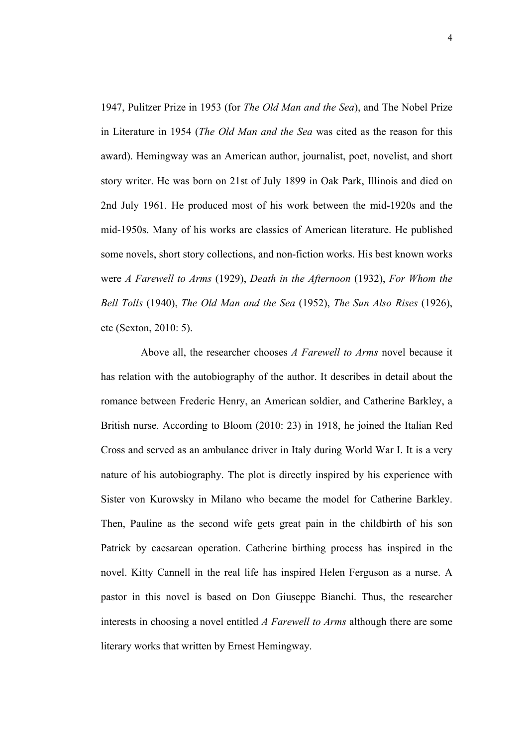1947, Pulitzer Prize in 1953 (for *The Old Man and the Sea*), and The Nobel Prize in Literature in 1954 (*The Old Man and the Sea* was cited as the reason for this award). Hemingway was an American author, journalist, poet, novelist, and short story writer. He was born on 21st of July 1899 in Oak Park, Illinois and died on 2nd July 1961. He produced most of his work between the mid-1920s and the mid-1950s. Many of his works are classics of American literature. He published some novels, short story collections, and non-fiction works. His best known works were *A Farewell to Arms* (1929), *Death in the Afternoon* (1932), *For Whom the Bell Tolls* (1940), *The Old Man and the Sea* (1952), *The Sun Also Rises* (1926), etc (Sexton, 2010: 5).

Above all, the researcher chooses *A Farewell to Arms* novel because it has relation with the autobiography of the author. It describes in detail about the romance between Frederic Henry, an American soldier, and Catherine Barkley, a British nurse. According to Bloom (2010: 23) in 1918, he joined the Italian Red Cross and served as an ambulance driver in Italy during World War I. It is a very nature of his autobiography. The plot is directly inspired by his experience with Sister von Kurowsky in Milano who became the model for Catherine Barkley. Then, Pauline as the second wife gets great pain in the childbirth of his son Patrick by caesarean operation. Catherine birthing process has inspired in the novel. Kitty Cannell in the real life has inspired Helen Ferguson as a nurse. A pastor in this novel is based on Don Giuseppe Bianchi. Thus, the researcher interests in choosing a novel entitled *A Farewell to Arms* although there are some literary works that written by Ernest Hemingway.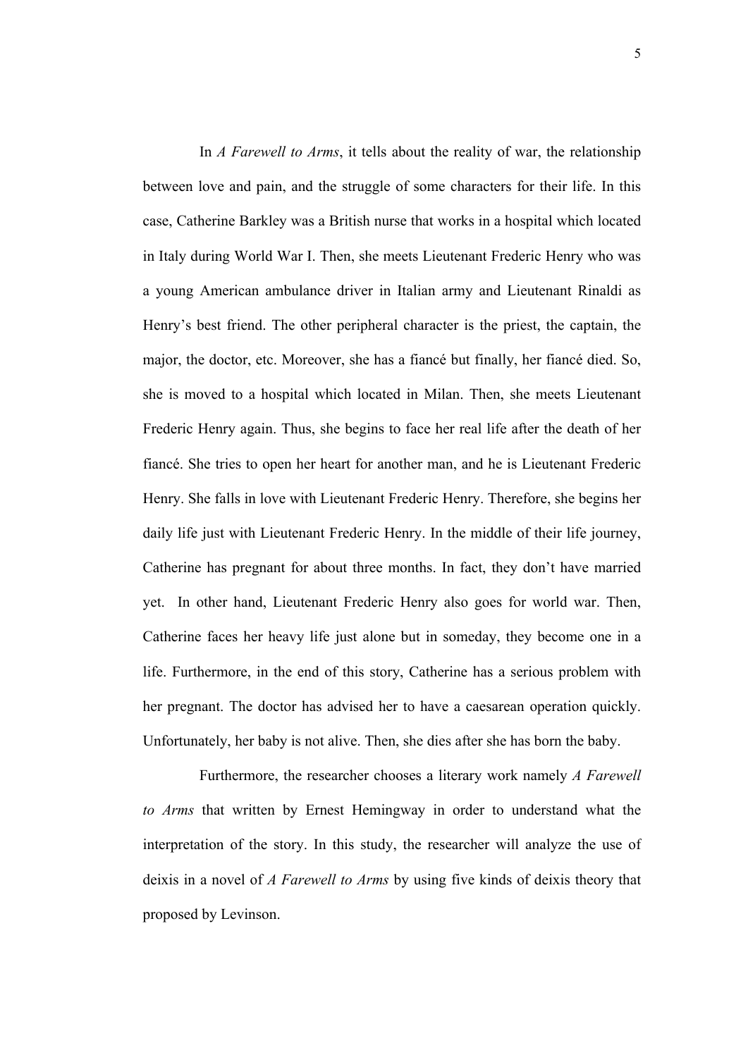In *A Farewell to Arms*, it tells about the reality of war, the relationship between love and pain, and the struggle of some characters for their life. In this case, Catherine Barkley was a British nurse that works in a hospital which located in Italy during World War I. Then, she meets Lieutenant Frederic Henry who was a young American ambulance driver in Italian army and Lieutenant Rinaldi as Henry's best friend. The other peripheral character is the priest, the captain, the major, the doctor, etc. Moreover, she has a fiancé but finally, her fiancé died. So, she is moved to a hospital which located in Milan. Then, she meets Lieutenant Frederic Henry again. Thus, she begins to face her real life after the death of her fiancé. She tries to open her heart for another man, and he is Lieutenant Frederic Henry. She falls in love with Lieutenant Frederic Henry. Therefore, she begins her daily life just with Lieutenant Frederic Henry. In the middle of their life journey, Catherine has pregnant for about three months. In fact, they don't have married yet. In other hand, Lieutenant Frederic Henry also goes for world war. Then, Catherine faces her heavy life just alone but in someday, they become one in a life. Furthermore, in the end of this story, Catherine has a serious problem with her pregnant. The doctor has advised her to have a caesarean operation quickly. Unfortunately, her baby is not alive. Then, she dies after she has born the baby.

Furthermore, the researcher chooses a literary work namely *A Farewell to Arms* that written by Ernest Hemingway in order to understand what the interpretation of the story. In this study, the researcher will analyze the use of deixis in a novel of *A Farewell to Arms* by using five kinds of deixis theory that proposed by Levinson.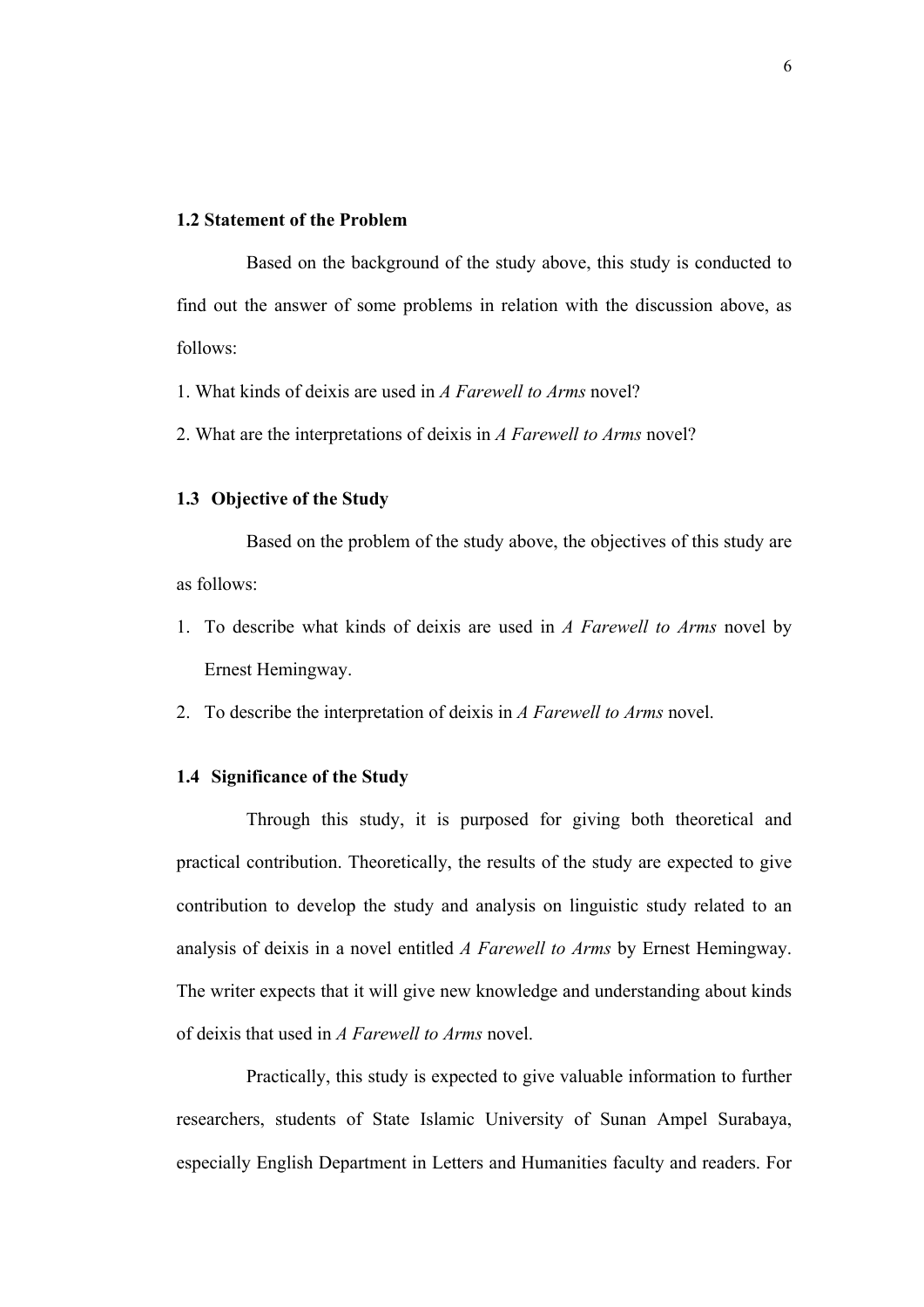### 1.2 Statement of the Problem

Based on the background of the study above, this study is conducted to find out the answer of some problems in relation with the discussion above, as follows:

1. What kinds of deixis are used in *A Farewell to Arms* novel?
2. What are the interpretations of deixis in *A Farewell to Arms* novel?

### 1.3 Objective of the Study

Based on the problem of the study above, the objectives of this study are as follows:

1. To describe what kinds of deixis are used in *A Farewell to Arms* novel by Ernest Hemingway.
2. To describe the interpretation of deixis in *A Farewell to Arms* novel.

### 1.4 Significance of the Study

Through this study, it is purposed for giving both theoretical and practical contribution. Theoretically, the results of the study are expected to give contribution to develop the study and analysis on linguistic study related to an analysis of deixis in a novel entitled *A Farewell to Arms* by Ernest Hemingway. The writer expects that it will give new knowledge and understanding about kinds of deixis that used in *A Farewell to Arms* novel.

Practically, this study is expected to give valuable information to further researchers, students of State Islamic University of Sunan Ampel Surabaya, especially English Department in Letters and Humanities faculty and readers. For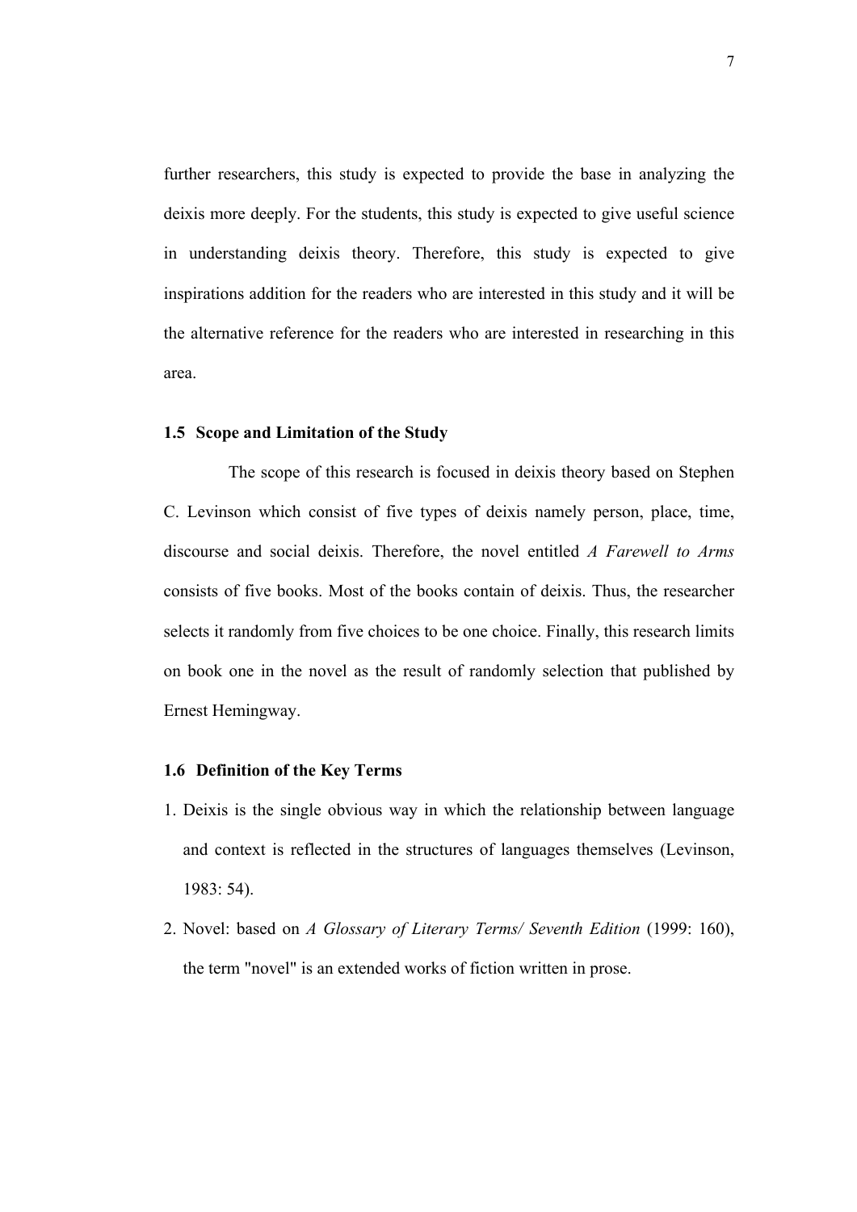further researchers, this study is expected to provide the base in analyzing the deixis more deeply. For the students, this study is expected to give useful science in understanding deixis theory. Therefore, this study is expected to give inspirations addition for the readers who are interested in this study and it will be the alternative reference for the readers who are interested in researching in this area.

### 1.5 Scope and Limitation of the Study

The scope of this research is focused in deixis theory based on Stephen C. Levinson which consist of five types of deixis namely person, place, time, discourse and social deixis. Therefore, the novel entitled *A Farewell to Arms* consists of five books. Most of the books contain of deixis. Thus, the researcher selects it randomly from five choices to be one choice. Finally, this research limits on book one in the novel as the result of randomly selection that published by Ernest Hemingway.

### 1.6 Definition of the Key Terms

1. Deixis is the single obvious way in which the relationship between language and context is reflected in the structures of languages themselves (Levinson, 1983: 54).
2. Novel: based on *A Glossary of Literary Terms/ Seventh Edition* (1999: 160), the term "novel" is an extended works of fiction written in prose.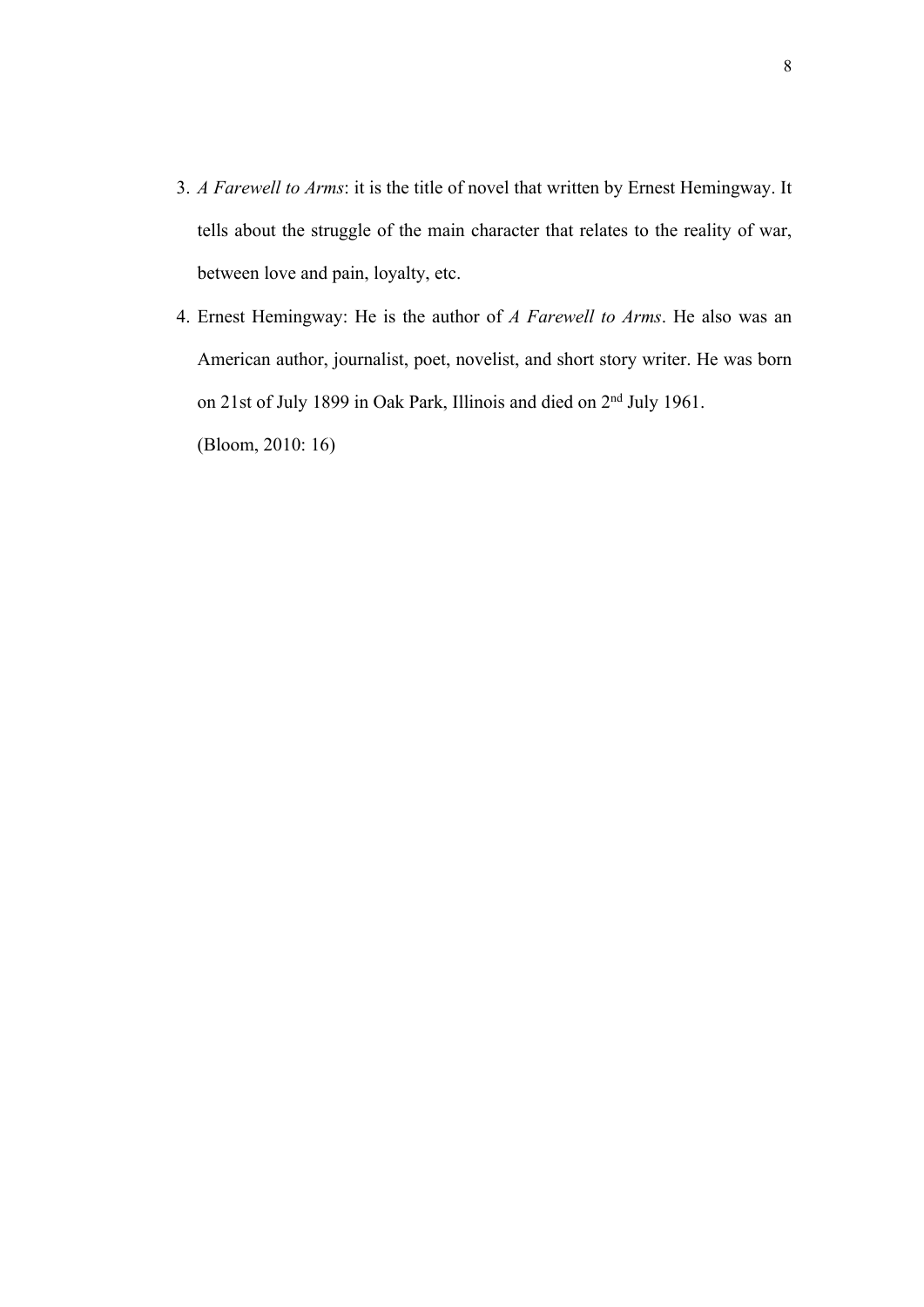3. *A Farewell to Arms*: it is the title of novel that written by Ernest Hemingway. It tells about the struggle of the main character that relates to the reality of war, between love and pain, loyalty, etc.
4. Ernest Hemingway: He is the author of *A Farewell to Arms*. He also was an American author, journalist, poet, novelist, and short story writer. He was born on 21st of July 1899 in Oak Park, Illinois and died on 2nd July 1961.

   (Bloom, 2010: 16)